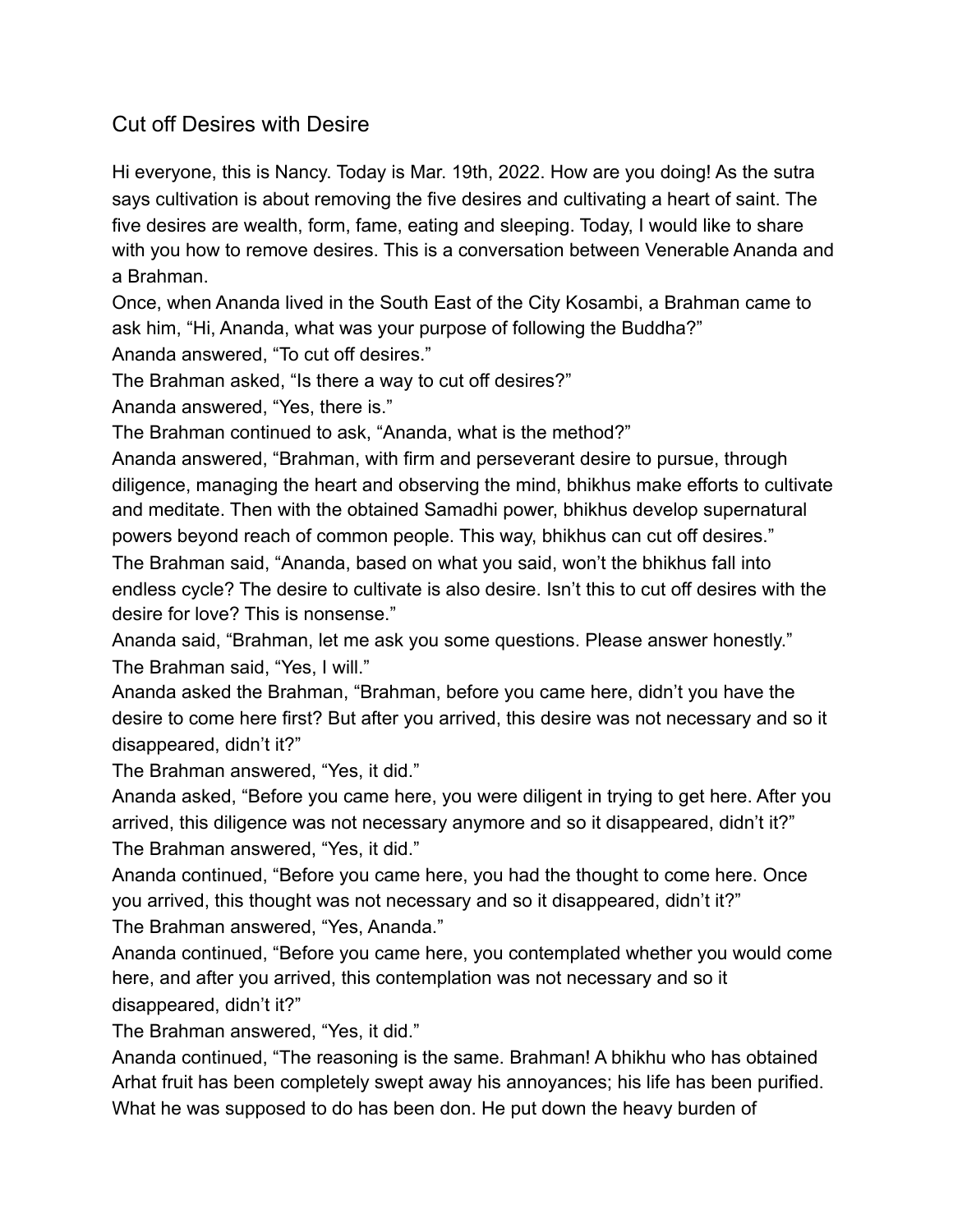# Cut off Desires with Desire

Hi everyone, this is Nancy. Today is Mar. 19th, 2022. How are you doing! As the sutra says cultivation is about removing the five desires and cultivating a heart of saint. The five desires are wealth, form, fame, eating and sleeping. Today, I would like to share with you how to remove desires. This is a conversation between Venerable Ananda and a Brahman.

Once, when Ananda lived in the South East of the City Kosambi, a Brahman came to ask him, "Hi, Ananda, what was your purpose of following the Buddha?"

Ananda answered, "To cut off desires."

The Brahman asked, "Is there a way to cut off desires?"

Ananda answered, "Yes, there is."

The Brahman continued to ask, "Ananda, what is the method?"

Ananda answered, "Brahman, with firm and perseverant desire to pursue, through diligence, managing the heart and observing the mind, bhikhus make efforts to cultivate and meditate. Then with the obtained Samadhi power, bhikhus develop supernatural powers beyond reach of common people. This way, bhikhus can cut off desires."

The Brahman said, "Ananda, based on what you said, won't the bhikhus fall into endless cycle? The desire to cultivate is also desire. Isn't this to cut off desires with the desire for love? This is nonsense."

Ananda said, "Brahman, let me ask you some questions. Please answer honestly."

The Brahman said, "Yes, I will."

Ananda asked the Brahman, "Brahman, before you came here, didn't you have the desire to come here first? But after you arrived, this desire was not necessary and so it disappeared, didn't it?"

The Brahman answered, "Yes, it did."

Ananda asked, "Before you came here, you were diligent in trying to get here. After you arrived, this diligence was not necessary anymore and so it disappeared, didn't it?"

The Brahman answered, "Yes, it did."

Ananda continued, "Before you came here, you had the thought to come here. Once you arrived, this thought was not necessary and so it disappeared, didn't it?"

The Brahman answered, "Yes, Ananda."

Ananda continued, "Before you came here, you contemplated whether you would come here, and after you arrived, this contemplation was not necessary and so it disappeared, didn't it?"

The Brahman answered, "Yes, it did."

Ananda continued, "The reasoning is the same. Brahman! A bhikhu who has obtained Arhat fruit has been completely swept away his annoyances; his life has been purified. What he was supposed to do has been don. He put down the heavy burden of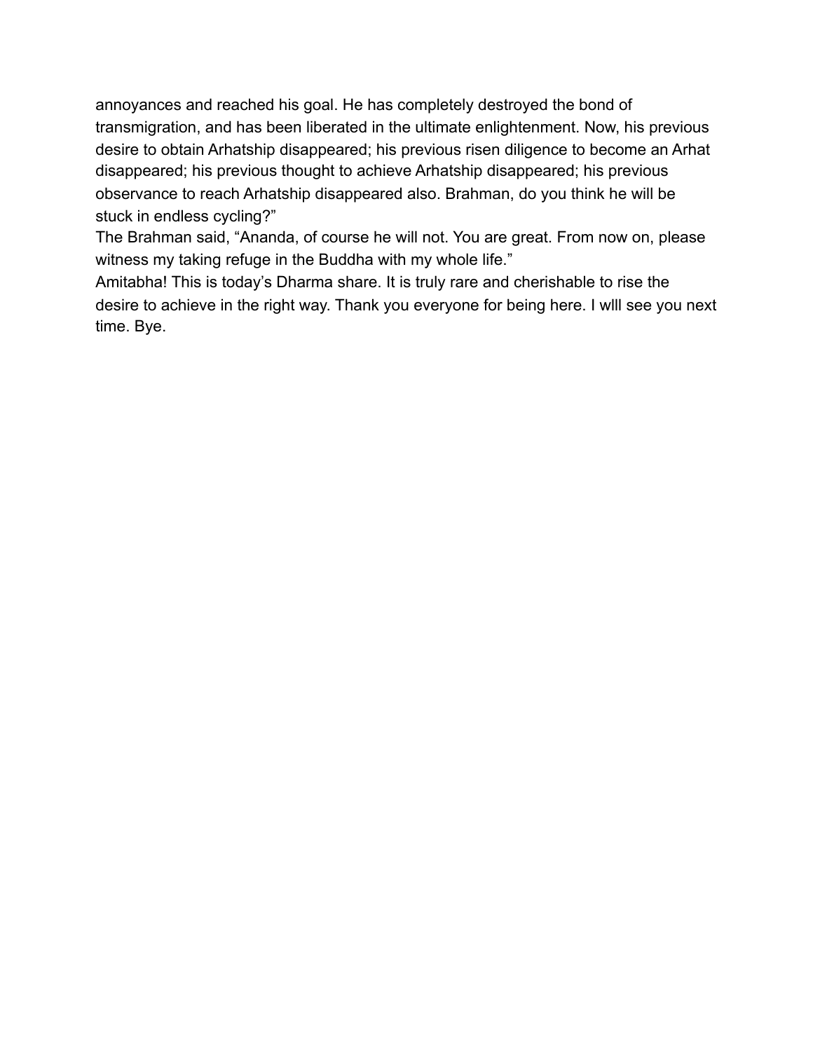annoyances and reached his goal. He has completely destroyed the bond of transmigration, and has been liberated in the ultimate enlightenment. Now, his previous desire to obtain Arhatship disappeared; his previous risen diligence to become an Arhat disappeared; his previous thought to achieve Arhatship disappeared; his previous observance to reach Arhatship disappeared also. Brahman, do you think he will be stuck in endless cycling?"

The Brahman said, "Ananda, of course he will not. You are great. From now on, please witness my taking refuge in the Buddha with my whole life."

Amitabha! This is today's Dharma share. It is truly rare and cherishable to rise the desire to achieve in the right way. Thank you everyone for being here. I wlll see you next time. Bye.